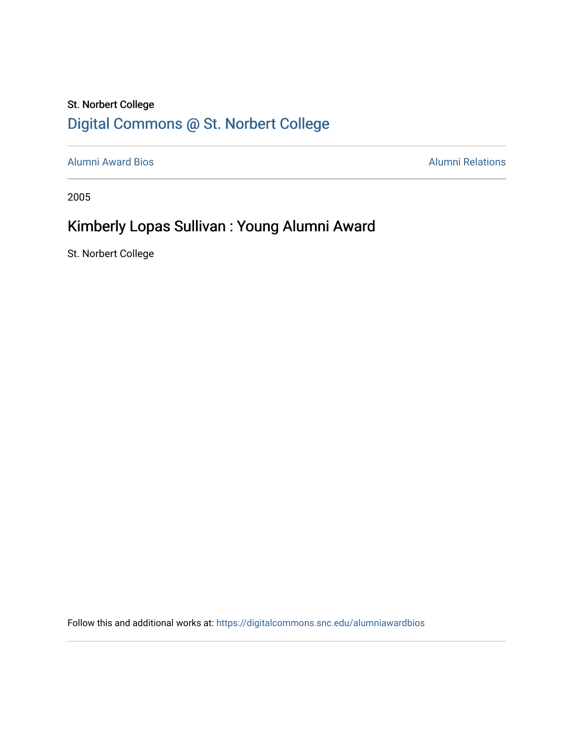St. Norbert College

# Digital Commons @ St. Norbert College

Alumni Award Bios

Alumni Relations

2005

## Kimberly Lopas Sullivan : Young Alumni Award

St. Norbert College

Follow this and additional works at: https://digitalcommons.snc.edu/alumniawardbios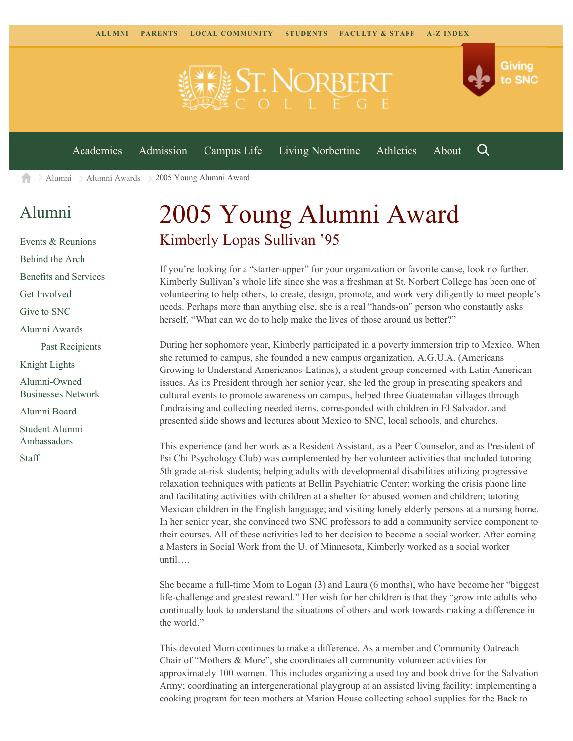ALUMNI PARENTS LOCAL COMMUNITY STUDENTS FACULTY & STAFF A-Z INDEX

Giving to SNC

Academics Admission Campus Life Living Norbertine Athletics About

Alumni > Alumni Awards > 2005 Young Alumni Award

## Alumni

- Events & Reunions
- Behind the Arch
- Benefits and Services
- Get Involved
- Give to SNC
- Alumni Awards
  - Past Recipients
- Knight Lights
- Alumni-Owned Businesses Network
- Alumni Board
- Student Alumni Ambassadors
- Staff

# 2005 Young Alumni Award

## Kimberly Lopas Sullivan '95

If you're looking for a "starter-upper" for your organization or favorite cause, look no further. Kimberly Sullivan's whole life since she was a freshman at St. Norbert College has been one of volunteering to help others, to create, design, promote, and work very diligently to meet people's needs. Perhaps more than anything else, she is a real "hands-on" person who constantly asks herself, "What can we do to help make the lives of those around us better?"

During her sophomore year, Kimberly participated in a poverty immersion trip to Mexico. When she returned to campus, she founded a new campus organization, A.G.U.A. (Americans Growing to Understand Americanos-Latinos), a student group concerned with Latin-American issues. As its President through her senior year, she led the group in presenting speakers and cultural events to promote awareness on campus, helped three Guatemalan villages through fundraising and collecting needed items, corresponded with children in El Salvador, and presented slide shows and lectures about Mexico to SNC, local schools, and churches.

This experience (and her work as a Resident Assistant, as a Peer Counselor, and as President of Psi Chi Psychology Club) was complemented by her volunteer activities that included tutoring 5th grade at-risk students; helping adults with developmental disabilities utilizing progressive relaxation techniques with patients at Bellin Psychiatric Center; working the crisis phone line and facilitating activities with children at a shelter for abused women and children; tutoring Mexican children in the English language; and visiting lonely elderly persons at a nursing home. In her senior year, she convinced two SNC professors to add a community service component to their courses. All of these activities led to her decision to become a social worker. After earning a Masters in Social Work from the U. of Minnesota, Kimberly worked as a social worker until….

She became a full-time Mom to Logan (3) and Laura (6 months), who have become her "biggest life-challenge and greatest reward." Her wish for her children is that they "grow into adults who continually look to understand the situations of others and work towards making a difference in the world."

This devoted Mom continues to make a difference. As a member and Community Outreach Chair of "Mothers & More", she coordinates all community volunteer activities for approximately 100 women. This includes organizing a used toy and book drive for the Salvation Army; coordinating an intergenerational playgroup at an assisted living facility; implementing a cooking program for teen mothers at Marion House collecting school supplies for the Back to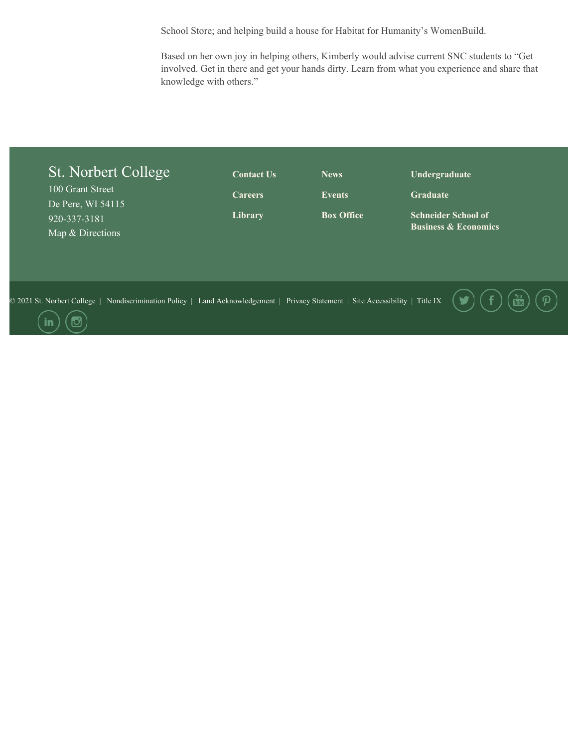School Store; and helping build a house for Habitat for Humanity's WomenBuild.

Based on her own joy in helping others, Kimberly would advise current SNC students to "Get involved. Get in there and get your hands dirty. Learn from what you experience and share that knowledge with others."

St. Norbert College

100 Grant Street
De Pere, WI 54115
920-337-3181
Map & Directions

**Contact Us**

**Careers**

**Library**

**News**

**Events**

**Box Office**

**Undergraduate**

**Graduate**

**Schneider School of Business & Economics**

© 2021 St. Norbert College | Nondiscrimination Policy | Land Acknowledgement | Privacy Statement | Site Accessibility | Title IX